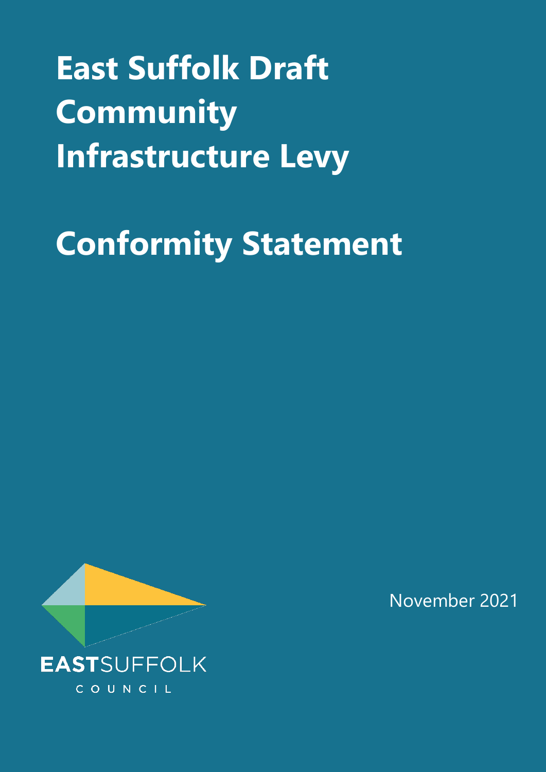# East Suffolk Draft Community Infrastructure Levy

# Conformity Statement

EASTSUFFOLK

COUNCIL

November 2021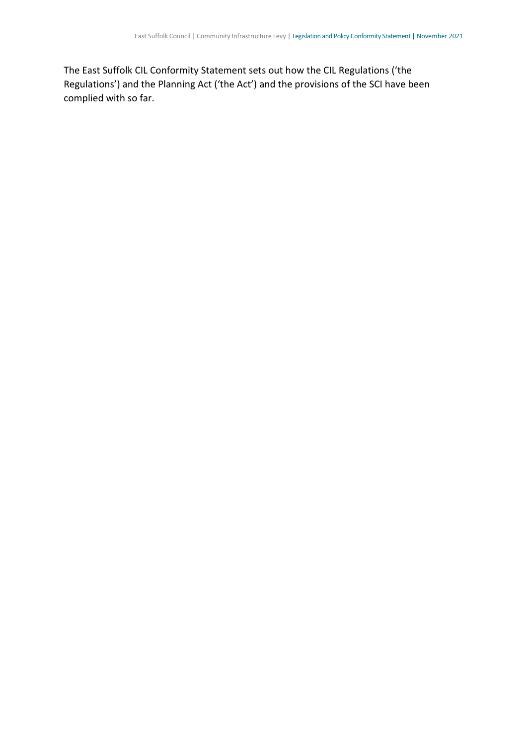The East Suffolk CIL Conformity Statement sets out how the CIL Regulations ('the Regulations') and the Planning Act ('the Act') and the provisions of the SCI have been complied with so far.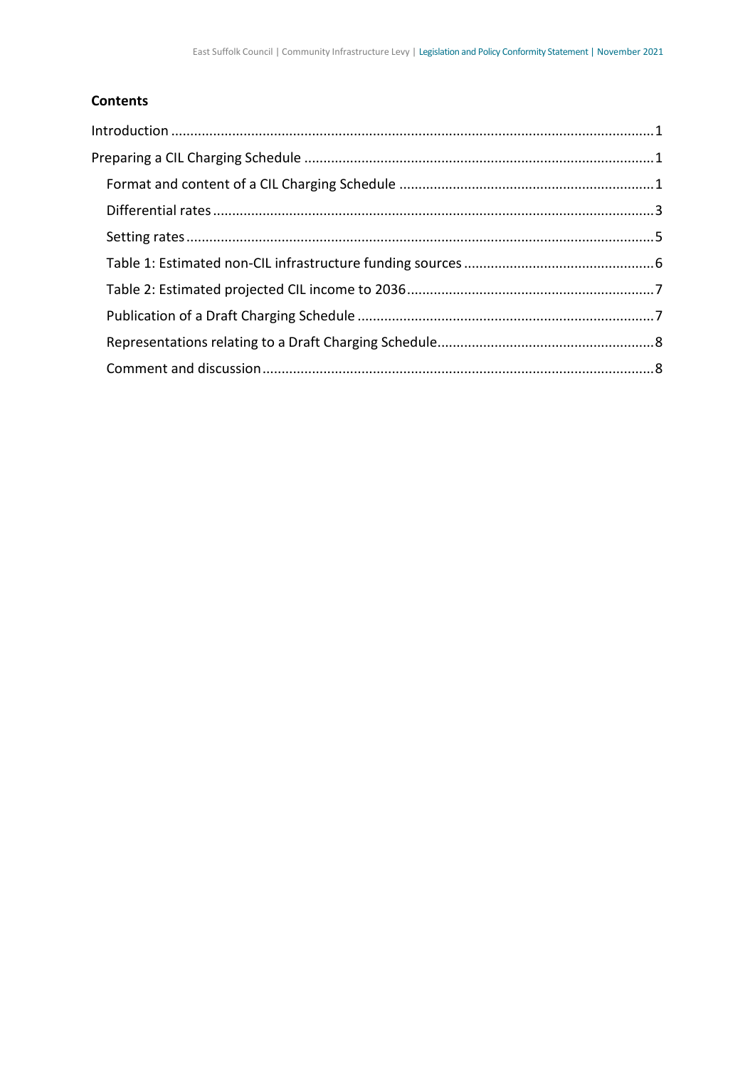**Contents**

Introduction ........................................................................................................................1

Preparing a CIL Charging Schedule ....................................................................................1

- Format and content of a CIL Charging Schedule ..........................................................1
- Differential rates .............................................................................................................3
- Setting rates ...................................................................................................................5
- Table 1: Estimated non-CIL infrastructure funding sources ..........................................6
- Table 2: Estimated projected CIL income to 2036 .........................................................7
- Publication of a Draft Charging Schedule .....................................................................7
- Representations relating to a Draft Charging Schedule................................................8
- Comment and discussion ..............................................................................................8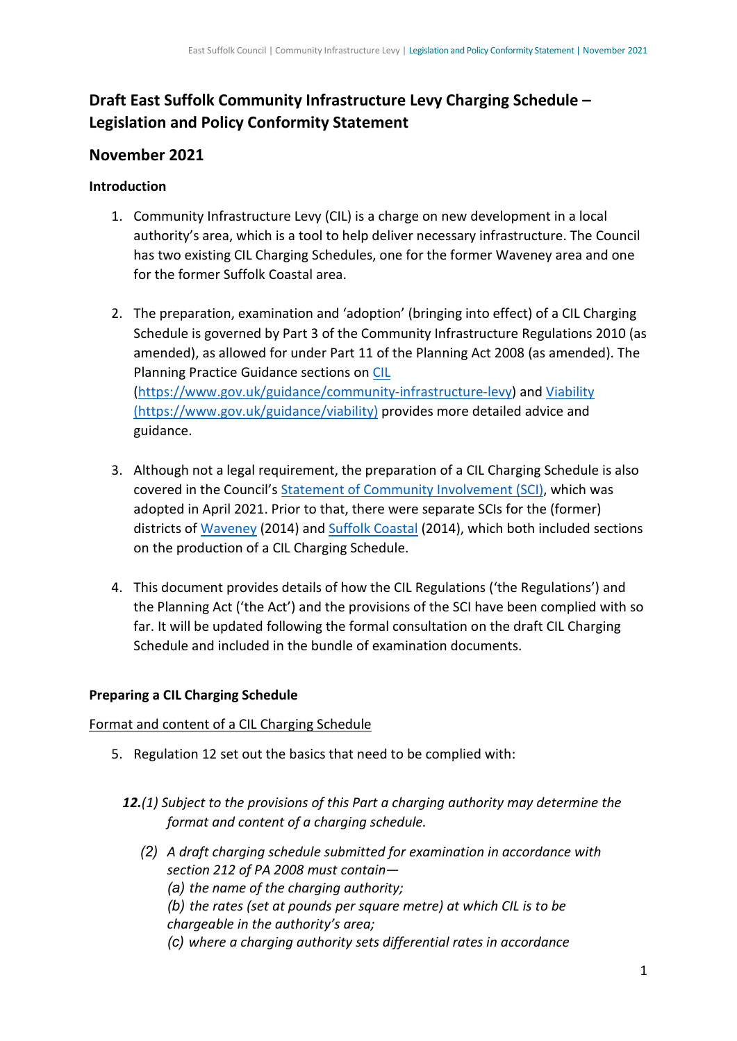# Draft East Suffolk Community Infrastructure Levy Charging Schedule – Legislation and Policy Conformity Statement

## November 2021

### Introduction

1. Community Infrastructure Levy (CIL) is a charge on new development in a local authority's area, which is a tool to help deliver necessary infrastructure. The Council has two existing CIL Charging Schedules, one for the former Waveney area and one for the former Suffolk Coastal area.

2. The preparation, examination and 'adoption' (bringing into effect) of a CIL Charging Schedule is governed by Part 3 of the Community Infrastructure Regulations 2010 (as amended), as allowed for under Part 11 of the Planning Act 2008 (as amended). The Planning Practice Guidance sections on [CIL](https://www.gov.uk/guidance/community-infrastructure-levy) (https://www.gov.uk/guidance/community-infrastructure-levy) and [Viability (https://www.gov.uk/guidance/viability)](https://www.gov.uk/guidance/viability) provides more detailed advice and guidance.

3. Although not a legal requirement, the preparation of a CIL Charging Schedule is also covered in the Council's Statement of Community Involvement (SCI), which was adopted in April 2021. Prior to that, there were separate SCIs for the (former) districts of Waveney (2014) and Suffolk Coastal (2014), which both included sections on the production of a CIL Charging Schedule.

4. This document provides details of how the CIL Regulations ('the Regulations') and the Planning Act ('the Act') and the provisions of the SCI have been complied with so far. It will be updated following the formal consultation on the draft CIL Charging Schedule and included in the bundle of examination documents.

### Preparing a CIL Charging Schedule

Format and content of a CIL Charging Schedule

5. Regulation 12 set out the basics that need to be complied with:

> ***12.****(1) Subject to the provisions of this Part a charging authority may determine the format and content of a charging schedule.*
>
> *(2) A draft charging schedule submitted for examination in accordance with section 212 of PA 2008 must contain—*
> *(a) the name of the charging authority;*
> *(b) the rates (set at pounds per square metre) at which CIL is to be chargeable in the authority's area;*
> *(c) where a charging authority sets differential rates in accordance*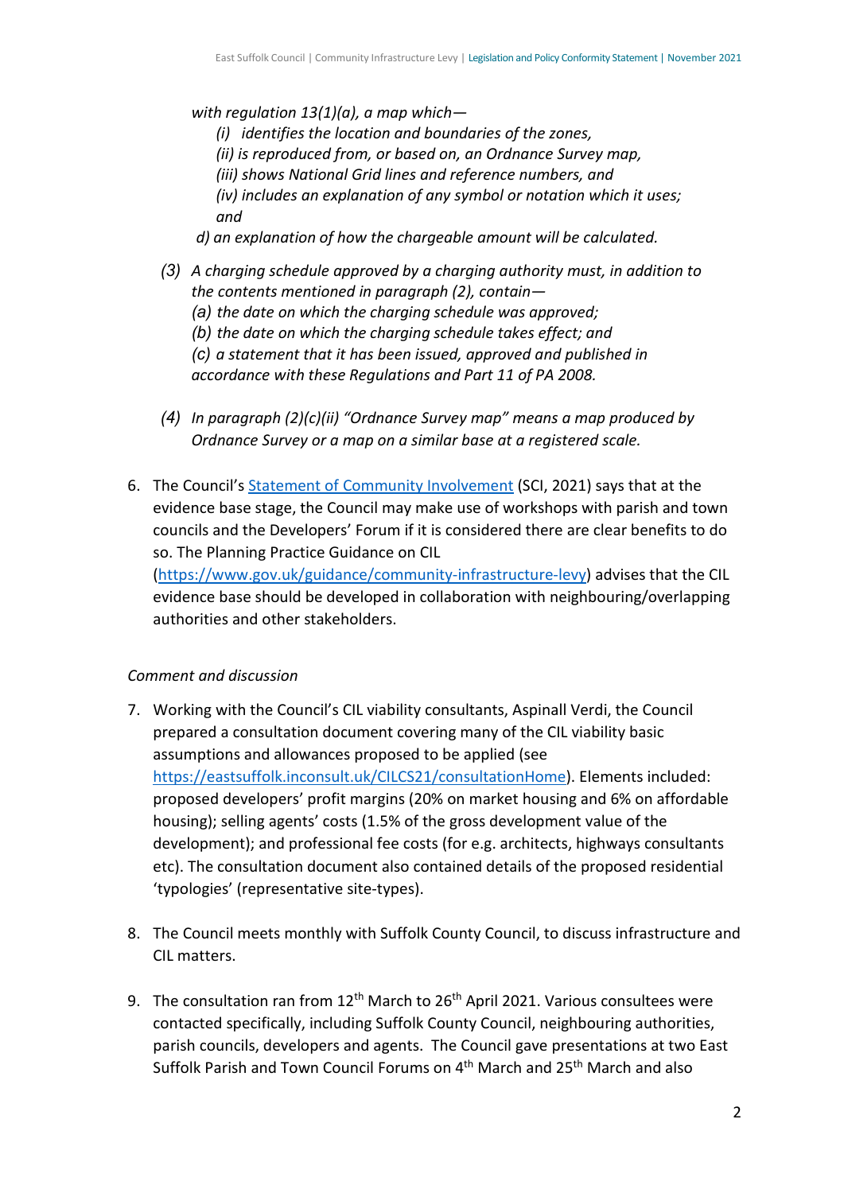*with regulation 13(1)(a), a map which—*

*(i) identifies the location and boundaries of the zones,*

*(ii) is reproduced from, or based on, an Ordnance Survey map,*

*(iii) shows National Grid lines and reference numbers, and*

*(iv) includes an explanation of any symbol or notation which it uses; and*

*d) an explanation of how the chargeable amount will be calculated.*

*(3) A charging schedule approved by a charging authority must, in addition to the contents mentioned in paragraph (2), contain—*

*(a) the date on which the charging schedule was approved;*

*(b) the date on which the charging schedule takes effect; and*

*(c) a statement that it has been issued, approved and published in accordance with these Regulations and Part 11 of PA 2008.*

*(4) In paragraph (2)(c)(ii) "Ordnance Survey map" means a map produced by Ordnance Survey or a map on a similar base at a registered scale.*

6. The Council's [Statement of Community Involvement](Statement of Community Involvement) (SCI, 2021) says that at the evidence base stage, the Council may make use of workshops with parish and town councils and the Developers' Forum if it is considered there are clear benefits to do so. The Planning Practice Guidance on CIL (https://www.gov.uk/guidance/community-infrastructure-levy) advises that the CIL evidence base should be developed in collaboration with neighbouring/overlapping authorities and other stakeholders.

*Comment and discussion*

7. Working with the Council's CIL viability consultants, Aspinall Verdi, the Council prepared a consultation document covering many of the CIL viability basic assumptions and allowances proposed to be applied (see https://eastsuffolk.inconsult.uk/CILCS21/consultationHome). Elements included: proposed developers' profit margins (20% on market housing and 6% on affordable housing); selling agents' costs (1.5% of the gross development value of the development); and professional fee costs (for e.g. architects, highways consultants etc). The consultation document also contained details of the proposed residential 'typologies' (representative site-types).

8. The Council meets monthly with Suffolk County Council, to discuss infrastructure and CIL matters.

9. The consultation ran from 12th March to 26th April 2021. Various consultees were contacted specifically, including Suffolk County Council, neighbouring authorities, parish councils, developers and agents. The Council gave presentations at two East Suffolk Parish and Town Council Forums on 4th March and 25th March and also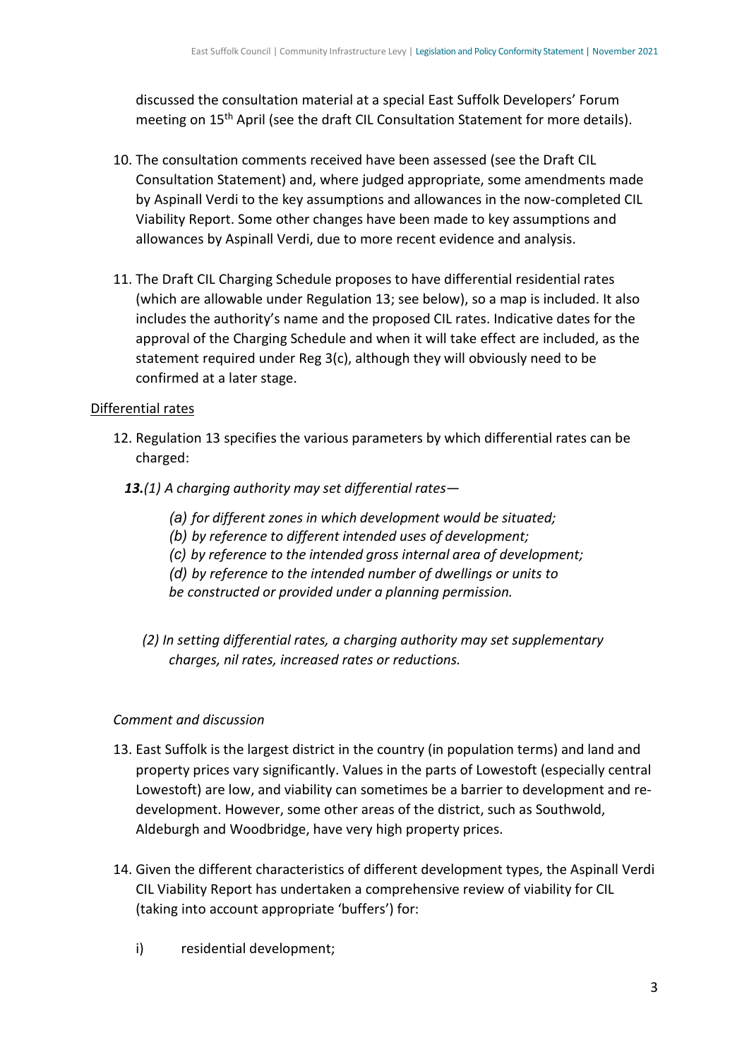discussed the consultation material at a special East Suffolk Developers' Forum meeting on 15th April (see the draft CIL Consultation Statement for more details).

10. The consultation comments received have been assessed (see the Draft CIL Consultation Statement) and, where judged appropriate, some amendments made by Aspinall Verdi to the key assumptions and allowances in the now-completed CIL Viability Report. Some other changes have been made to key assumptions and allowances by Aspinall Verdi, due to more recent evidence and analysis.

11. The Draft CIL Charging Schedule proposes to have differential residential rates (which are allowable under Regulation 13; see below), so a map is included. It also includes the authority's name and the proposed CIL rates. Indicative dates for the approval of the Charging Schedule and when it will take effect are included, as the statement required under Reg 3(c), although they will obviously need to be confirmed at a later stage.

<u>Differential rates</u>

12. Regulation 13 specifies the various parameters by which differential rates can be charged:

***13.****(1) A charging authority may set differential rates—*

> *(a) for different zones in which development would be situated;*
> *(b) by reference to different intended uses of development;*
> *(c) by reference to the intended gross internal area of development;*
> *(d) by reference to the intended number of dwellings or units to be constructed or provided under a planning permission.*

*(2) In setting differential rates, a charging authority may set supplementary charges, nil rates, increased rates or reductions.*

*Comment and discussion*

13. East Suffolk is the largest district in the country (in population terms) and land and property prices vary significantly. Values in the parts of Lowestoft (especially central Lowestoft) are low, and viability can sometimes be a barrier to development and re-development. However, some other areas of the district, such as Southwold, Aldeburgh and Woodbridge, have very high property prices.

14. Given the different characteristics of different development types, the Aspinall Verdi CIL Viability Report has undertaken a comprehensive review of viability for CIL (taking into account appropriate 'buffers') for:

    i) residential development;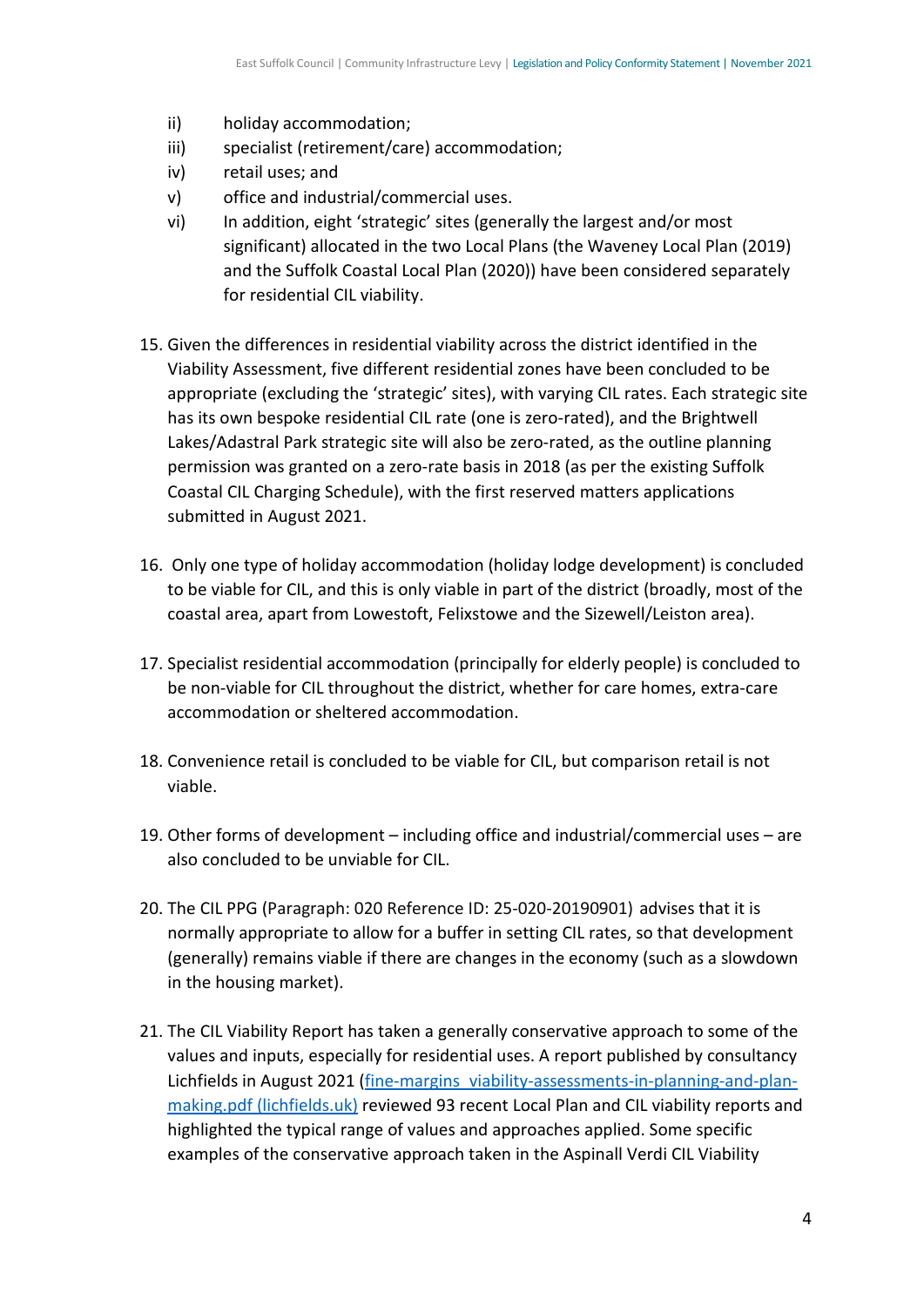ii) holiday accommodation;
iii) specialist (retirement/care) accommodation;
iv) retail uses; and
v) office and industrial/commercial uses.
vi) In addition, eight 'strategic' sites (generally the largest and/or most significant) allocated in the two Local Plans (the Waveney Local Plan (2019) and the Suffolk Coastal Local Plan (2020)) have been considered separately for residential CIL viability.

15. Given the differences in residential viability across the district identified in the Viability Assessment, five different residential zones have been concluded to be appropriate (excluding the 'strategic' sites), with varying CIL rates. Each strategic site has its own bespoke residential CIL rate (one is zero-rated), and the Brightwell Lakes/Adastral Park strategic site will also be zero-rated, as the outline planning permission was granted on a zero-rate basis in 2018 (as per the existing Suffolk Coastal CIL Charging Schedule), with the first reserved matters applications submitted in August 2021.

16. Only one type of holiday accommodation (holiday lodge development) is concluded to be viable for CIL, and this is only viable in part of the district (broadly, most of the coastal area, apart from Lowestoft, Felixstowe and the Sizewell/Leiston area).

17. Specialist residential accommodation (principally for elderly people) is concluded to be non-viable for CIL throughout the district, whether for care homes, extra-care accommodation or sheltered accommodation.

18. Convenience retail is concluded to be viable for CIL, but comparison retail is not viable.

19. Other forms of development – including office and industrial/commercial uses – are also concluded to be unviable for CIL.

20. The CIL PPG (Paragraph: 020 Reference ID: 25-020-20190901) advises that it is normally appropriate to allow for a buffer in setting CIL rates, so that development (generally) remains viable if there are changes in the economy (such as a slowdown in the housing market).

21. The CIL Viability Report has taken a generally conservative approach to some of the values and inputs, especially for residential uses. A report published by consultancy Lichfields in August 2021 ([fine-margins_viability-assessments-in-planning-and-plan-making.pdf (lichfields.uk)](fine-margins_viability-assessments-in-planning-and-plan-making.pdf)) reviewed 93 recent Local Plan and CIL viability reports and highlighted the typical range of values and approaches applied. Some specific examples of the conservative approach taken in the Aspinall Verdi CIL Viability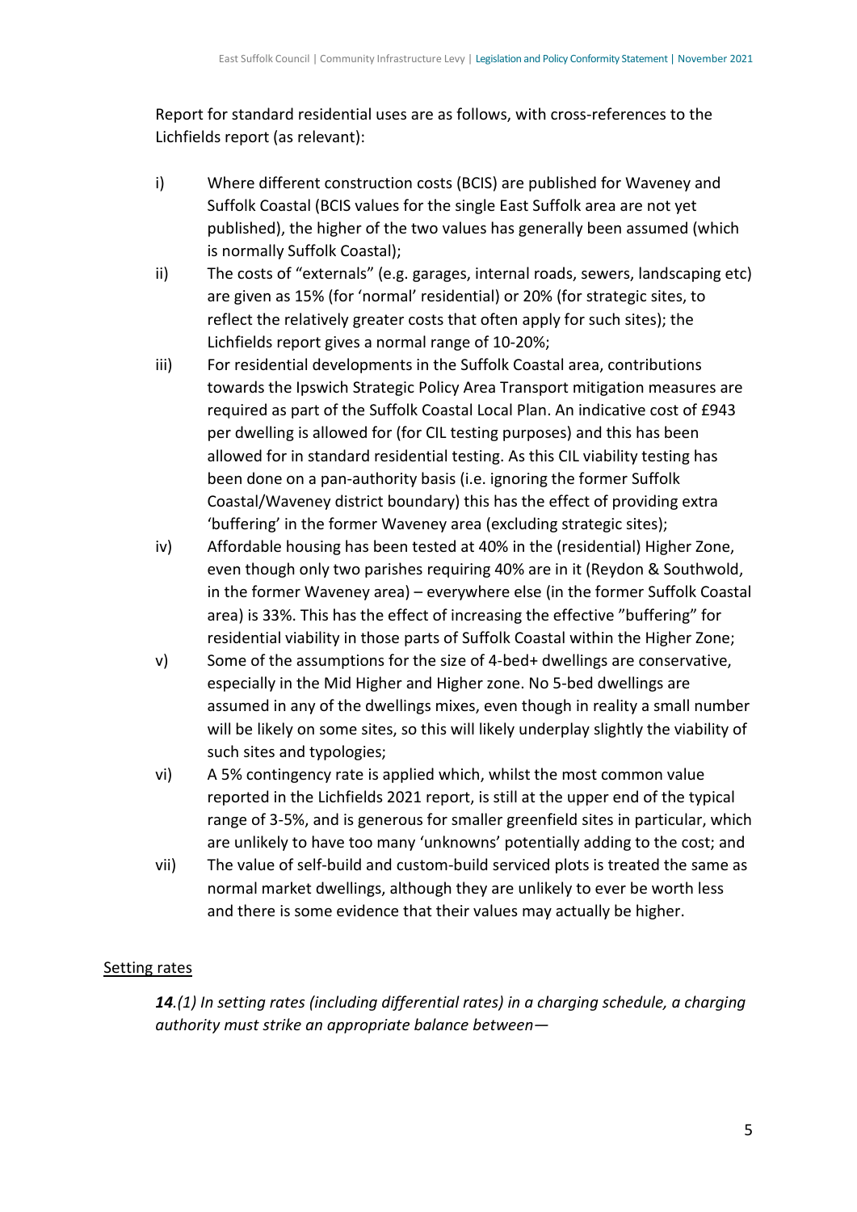Report for standard residential uses are as follows, with cross-references to the Lichfields report (as relevant):

i) Where different construction costs (BCIS) are published for Waveney and Suffolk Coastal (BCIS values for the single East Suffolk area are not yet published), the higher of the two values has generally been assumed (which is normally Suffolk Coastal);

ii) The costs of "externals" (e.g. garages, internal roads, sewers, landscaping etc) are given as 15% (for 'normal' residential) or 20% (for strategic sites, to reflect the relatively greater costs that often apply for such sites); the Lichfields report gives a normal range of 10-20%;

iii) For residential developments in the Suffolk Coastal area, contributions towards the Ipswich Strategic Policy Area Transport mitigation measures are required as part of the Suffolk Coastal Local Plan. An indicative cost of £943 per dwelling is allowed for (for CIL testing purposes) and this has been allowed for in standard residential testing. As this CIL viability testing has been done on a pan-authority basis (i.e. ignoring the former Suffolk Coastal/Waveney district boundary) this has the effect of providing extra 'buffering' in the former Waveney area (excluding strategic sites);

iv) Affordable housing has been tested at 40% in the (residential) Higher Zone, even though only two parishes requiring 40% are in it (Reydon & Southwold, in the former Waveney area) – everywhere else (in the former Suffolk Coastal area) is 33%. This has the effect of increasing the effective "buffering" for residential viability in those parts of Suffolk Coastal within the Higher Zone;

v) Some of the assumptions for the size of 4-bed+ dwellings are conservative, especially in the Mid Higher and Higher zone. No 5-bed dwellings are assumed in any of the dwellings mixes, even though in reality a small number will be likely on some sites, so this will likely underplay slightly the viability of such sites and typologies;

vi) A 5% contingency rate is applied which, whilst the most common value reported in the Lichfields 2021 report, is still at the upper end of the typical range of 3-5%, and is generous for smaller greenfield sites in particular, which are unlikely to have too many 'unknowns' potentially adding to the cost; and

vii) The value of self-build and custom-build serviced plots is treated the same as normal market dwellings, although they are unlikely to ever be worth less and there is some evidence that their values may actually be higher.

<u>Setting rates</u>

***14**.(1) In setting rates (including differential rates) in a charging schedule, a charging authority must strike an appropriate balance between—*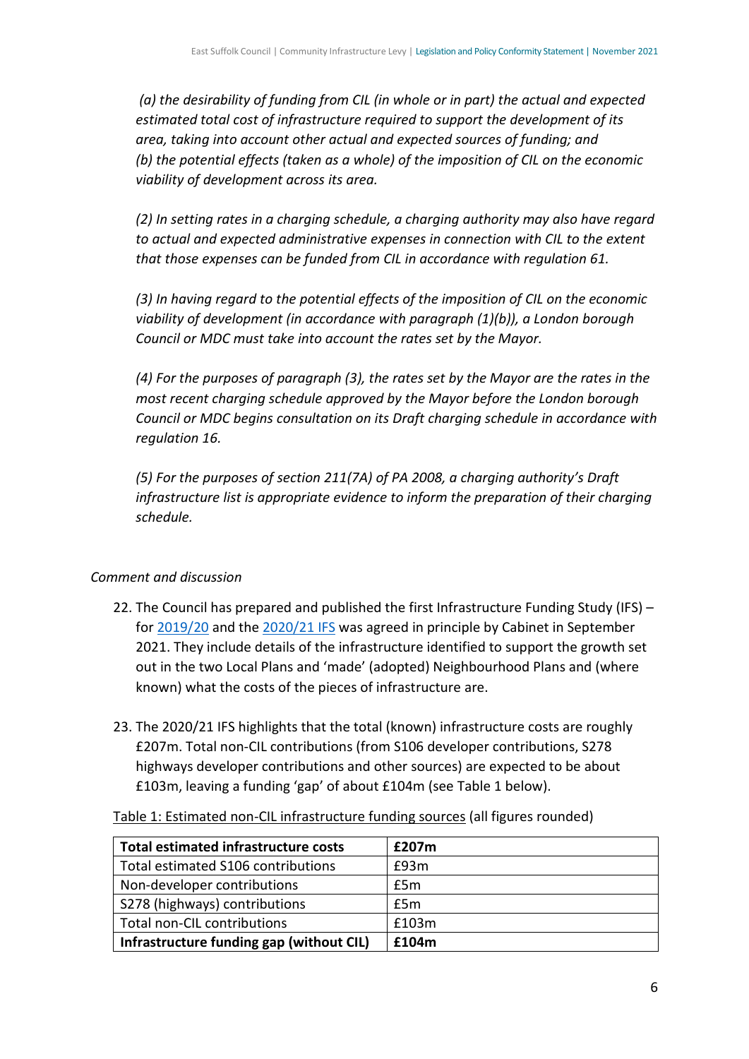*(a) the desirability of funding from CIL (in whole or in part) the actual and expected estimated total cost of infrastructure required to support the development of its area, taking into account other actual and expected sources of funding; and*
*(b) the potential effects (taken as a whole) of the imposition of CIL on the economic viability of development across its area.*

*(2) In setting rates in a charging schedule, a charging authority may also have regard to actual and expected administrative expenses in connection with CIL to the extent that those expenses can be funded from CIL in accordance with regulation 61.*

*(3) In having regard to the potential effects of the imposition of CIL on the economic viability of development (in accordance with paragraph (1)(b)), a London borough Council or MDC must take into account the rates set by the Mayor.*

*(4) For the purposes of paragraph (3), the rates set by the Mayor are the rates in the most recent charging schedule approved by the Mayor before the London borough Council or MDC begins consultation on its Draft charging schedule in accordance with regulation 16.*

*(5) For the purposes of section 211(7A) of PA 2008, a charging authority's Draft infrastructure list is appropriate evidence to inform the preparation of their charging schedule.*

*Comment and discussion*

22. The Council has prepared and published the first Infrastructure Funding Study (IFS) – for 2019/20 and the 2020/21 IFS was agreed in principle by Cabinet in September 2021. They include details of the infrastructure identified to support the growth set out in the two Local Plans and 'made' (adopted) Neighbourhood Plans and (where known) what the costs of the pieces of infrastructure are.

23. The 2020/21 IFS highlights that the total (known) infrastructure costs are roughly £207m. Total non-CIL contributions (from S106 developer contributions, S278 highways developer contributions and other sources) are expected to be about £103m, leaving a funding 'gap' of about £104m (see Table 1 below).

Table 1: Estimated non-CIL infrastructure funding sources (all figures rounded)

| **Total estimated infrastructure costs** | **£207m** |
|---|---|
| Total estimated S106 contributions | £93m |
| Non-developer contributions | £5m |
| S278 (highways) contributions | £5m |
| Total non-CIL contributions | £103m |
| **Infrastructure funding gap (without CIL)** | **£104m** |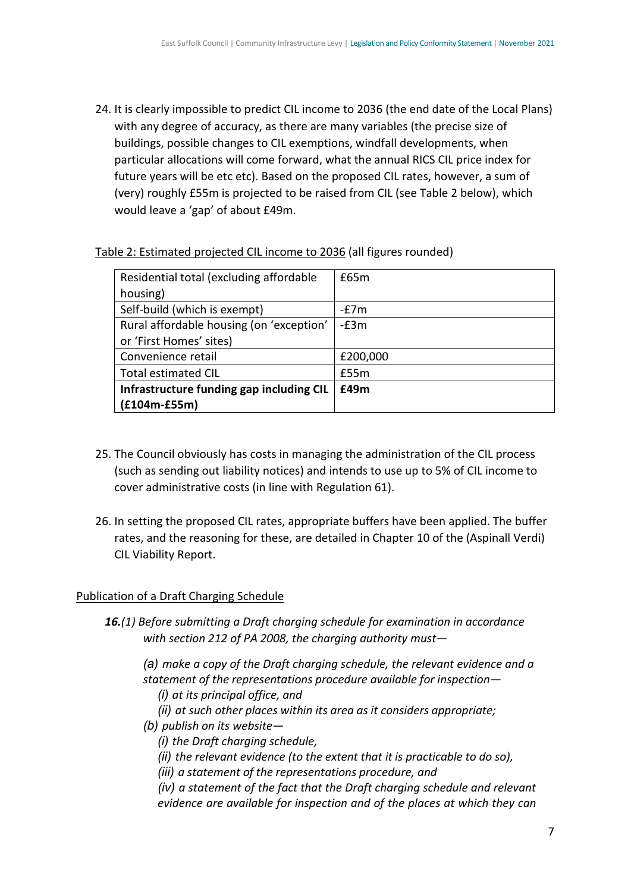24. It is clearly impossible to predict CIL income to 2036 (the end date of the Local Plans) with any degree of accuracy, as there are many variables (the precise size of buildings, possible changes to CIL exemptions, windfall developments, when particular allocations will come forward, what the annual RICS CIL price index for future years will be etc etc). Based on the proposed CIL rates, however, a sum of (very) roughly £55m is projected to be raised from CIL (see Table 2 below), which would leave a 'gap' of about £49m.

Table 2: Estimated projected CIL income to 2036 (all figures rounded)

| | |
|---|---|
| Residential total (excluding affordable housing) | £65m |
| Self-build (which is exempt) | -£7m |
| Rural affordable housing (on 'exception' or 'First Homes' sites) | -£3m |
| Convenience retail | £200,000 |
| Total estimated CIL | £55m |
| **Infrastructure funding gap including CIL (£104m-£55m)** | **£49m** |

25. The Council obviously has costs in managing the administration of the CIL process (such as sending out liability notices) and intends to use up to 5% of CIL income to cover administrative costs (in line with Regulation 61).

26. In setting the proposed CIL rates, appropriate buffers have been applied. The buffer rates, and the reasoning for these, are detailed in Chapter 10 of the (Aspinall Verdi) CIL Viability Report.

Publication of a Draft Charging Schedule

***16.****(1) Before submitting a Draft charging schedule for examination in accordance with section 212 of PA 2008, the charging authority must—*

*(a) make a copy of the Draft charging schedule, the relevant evidence and a statement of the representations procedure available for inspection—*

*(i) at its principal office, and*

*(ii) at such other places within its area as it considers appropriate;*

*(b) publish on its website—*

*(i) the Draft charging schedule,*

*(ii) the relevant evidence (to the extent that it is practicable to do so),*

*(iii) a statement of the representations procedure, and*

*(iv) a statement of the fact that the Draft charging schedule and relevant evidence are available for inspection and of the places at which they can*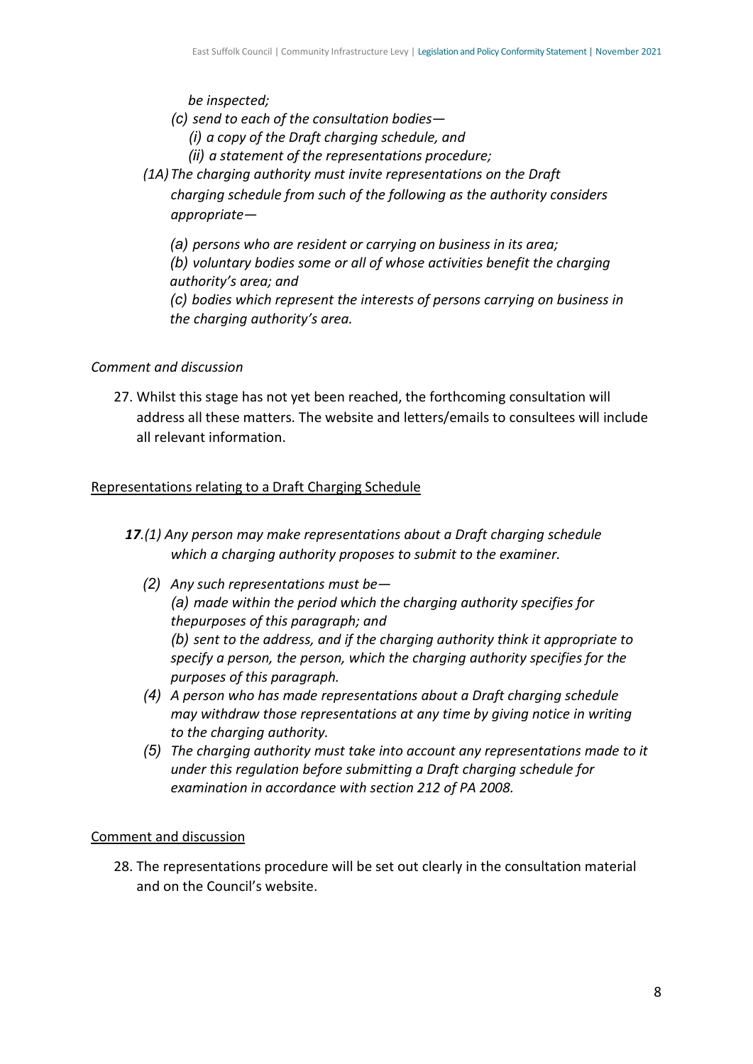*be inspected;*

*(c) send to each of the consultation bodies—*

*(i) a copy of the Draft charging schedule, and*

*(ii) a statement of the representations procedure;*

*(1A) The charging authority must invite representations on the Draft charging schedule from such of the following as the authority considers appropriate—*

*(a) persons who are resident or carrying on business in its area;*

*(b) voluntary bodies some or all of whose activities benefit the charging authority's area; and*

*(c) bodies which represent the interests of persons carrying on business in the charging authority's area.*

*Comment and discussion*

27. Whilst this stage has not yet been reached, the forthcoming consultation will address all these matters. The website and letters/emails to consultees will include all relevant information.

Representations relating to a Draft Charging Schedule

***17**.(1) Any person may make representations about a Draft charging schedule which a charging authority proposes to submit to the examiner.*

*(2) Any such representations must be—*

*(a) made within the period which the charging authority specifies for thepurposes of this paragraph; and*

*(b) sent to the address, and if the charging authority think it appropriate to specify a person, the person, which the charging authority specifies for the purposes of this paragraph.*

*(4) A person who has made representations about a Draft charging schedule may withdraw those representations at any time by giving notice in writing to the charging authority.*

*(5) The charging authority must take into account any representations made to it under this regulation before submitting a Draft charging schedule for examination in accordance with section 212 of PA 2008.*

Comment and discussion

28. The representations procedure will be set out clearly in the consultation material and on the Council's website.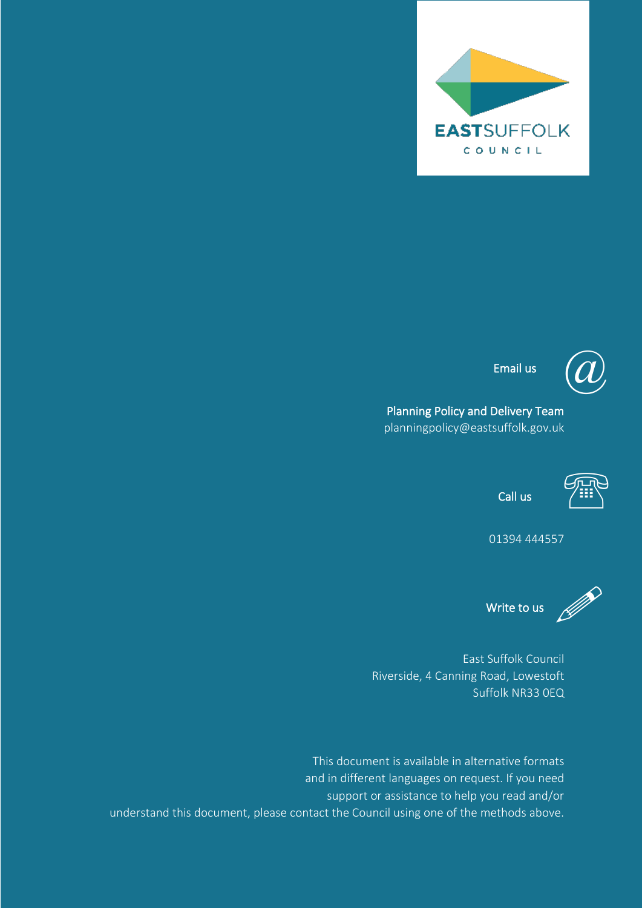EAST SUFFOLK COUNCIL

Email us

**Planning Policy and Delivery Team**
planningpolicy@eastsuffolk.gov.uk

Call us

01394 444557

Write to us

East Suffolk Council
Riverside, 4 Canning Road, Lowestoft
Suffolk NR33 0EQ

This document is available in alternative formats and in different languages on request. If you need support or assistance to help you read and/or understand this document, please contact the Council using one of the methods above.